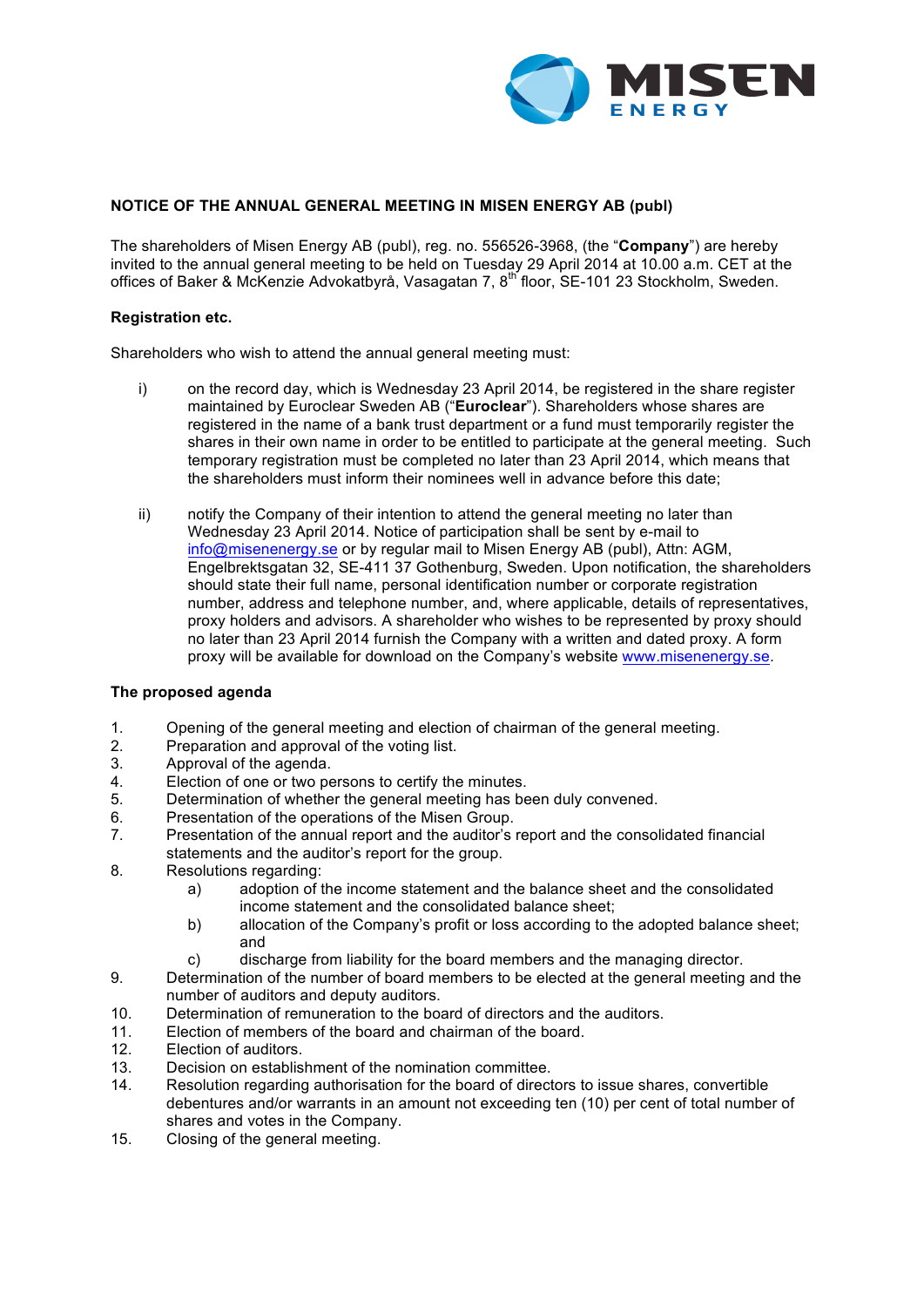**NOTICE OF THE ANNUAL GENERAL MEETING IN MISEN ENERGY AB (publ)**

The shareholders of Misen Energy AB (publ), reg. no. 556526-3968, (the "**Company**") are hereby invited to the annual general meeting to be held on Tuesday 29 April 2014 at 10.00 a.m. CET at the offices of Baker & McKenzie Advokatbyrå, Vasagatan 7, 8th floor, SE-101 23 Stockholm, Sweden.

**Registration etc.**

Shareholders who wish to attend the annual general meeting must:

i) on the record day, which is Wednesday 23 April 2014, be registered in the share register maintained by Euroclear Sweden AB ("**Euroclear**"). Shareholders whose shares are registered in the name of a bank trust department or a fund must temporarily register the shares in their own name in order to be entitled to participate at the general meeting. Such temporary registration must be completed no later than 23 April 2014, which means that the shareholders must inform their nominees well in advance before this date;

ii) notify the Company of their intention to attend the general meeting no later than Wednesday 23 April 2014. Notice of participation shall be sent by e-mail to info@misenenergy.se or by regular mail to Misen Energy AB (publ), Attn: AGM, Engelbrektsgatan 32, SE-411 37 Gothenburg, Sweden. Upon notification, the shareholders should state their full name, personal identification number or corporate registration number, address and telephone number, and, where applicable, details of representatives, proxy holders and advisors. A shareholder who wishes to be represented by proxy should no later than 23 April 2014 furnish the Company with a written and dated proxy. A form proxy will be available for download on the Company's website www.misenenergy.se.

**The proposed agenda**

1. Opening of the general meeting and election of chairman of the general meeting.
2. Preparation and approval of the voting list.
3. Approval of the agenda.
4. Election of one or two persons to certify the minutes.
5. Determination of whether the general meeting has been duly convened.
6. Presentation of the operations of the Misen Group.
7. Presentation of the annual report and the auditor's report and the consolidated financial statements and the auditor's report for the group.
8. Resolutions regarding:
   a) adoption of the income statement and the balance sheet and the consolidated income statement and the consolidated balance sheet;
   b) allocation of the Company's profit or loss according to the adopted balance sheet; and
   c) discharge from liability for the board members and the managing director.
9. Determination of the number of board members to be elected at the general meeting and the number of auditors and deputy auditors.
10. Determination of remuneration to the board of directors and the auditors.
11. Election of members of the board and chairman of the board.
12. Election of auditors.
13. Decision on establishment of the nomination committee.
14. Resolution regarding authorisation for the board of directors to issue shares, convertible debentures and/or warrants in an amount not exceeding ten (10) per cent of total number of shares and votes in the Company.
15. Closing of the general meeting.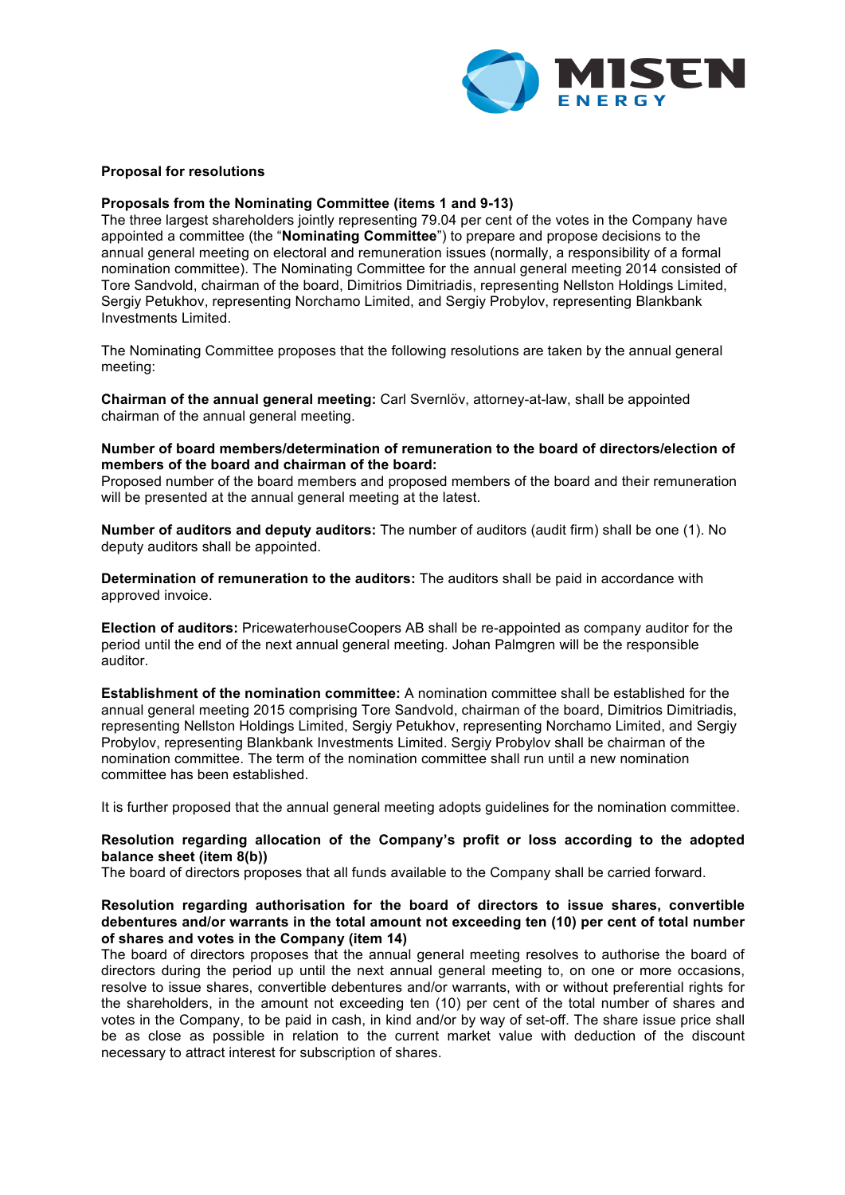**Proposal for resolutions**

**Proposals from the Nominating Committee (items 1 and 9-13)**
The three largest shareholders jointly representing 79.04 per cent of the votes in the Company have appointed a committee (the "**Nominating Committee**") to prepare and propose decisions to the annual general meeting on electoral and remuneration issues (normally, a responsibility of a formal nomination committee). The Nominating Committee for the annual general meeting 2014 consisted of Tore Sandvold, chairman of the board, Dimitrios Dimitriadis, representing Nellston Holdings Limited, Sergiy Petukhov, representing Norchamo Limited, and Sergiy Probylov, representing Blankbank Investments Limited.

The Nominating Committee proposes that the following resolutions are taken by the annual general meeting:

**Chairman of the annual general meeting:** Carl Svernlöv, attorney-at-law, shall be appointed chairman of the annual general meeting.

**Number of board members/determination of remuneration to the board of directors/election of members of the board and chairman of the board:**
Proposed number of the board members and proposed members of the board and their remuneration will be presented at the annual general meeting at the latest.

**Number of auditors and deputy auditors:** The number of auditors (audit firm) shall be one (1). No deputy auditors shall be appointed.

**Determination of remuneration to the auditors:** The auditors shall be paid in accordance with approved invoice.

**Election of auditors:** PricewaterhouseCoopers AB shall be re-appointed as company auditor for the period until the end of the next annual general meeting. Johan Palmgren will be the responsible auditor.

**Establishment of the nomination committee:** A nomination committee shall be established for the annual general meeting 2015 comprising Tore Sandvold, chairman of the board, Dimitrios Dimitriadis, representing Nellston Holdings Limited, Sergiy Petukhov, representing Norchamo Limited, and Sergiy Probylov, representing Blankbank Investments Limited. Sergiy Probylov shall be chairman of the nomination committee. The term of the nomination committee shall run until a new nomination committee has been established.

It is further proposed that the annual general meeting adopts guidelines for the nomination committee.

**Resolution regarding allocation of the Company's profit or loss according to the adopted balance sheet (item 8(b))**
The board of directors proposes that all funds available to the Company shall be carried forward.

**Resolution regarding authorisation for the board of directors to issue shares, convertible debentures and/or warrants in the total amount not exceeding ten (10) per cent of total number of shares and votes in the Company (item 14)**
The board of directors proposes that the annual general meeting resolves to authorise the board of directors during the period up until the next annual general meeting to, on one or more occasions, resolve to issue shares, convertible debentures and/or warrants, with or without preferential rights for the shareholders, in the amount not exceeding ten (10) per cent of the total number of shares and votes in the Company, to be paid in cash, in kind and/or by way of set-off. The share issue price shall be as close as possible in relation to the current market value with deduction of the discount necessary to attract interest for subscription of shares.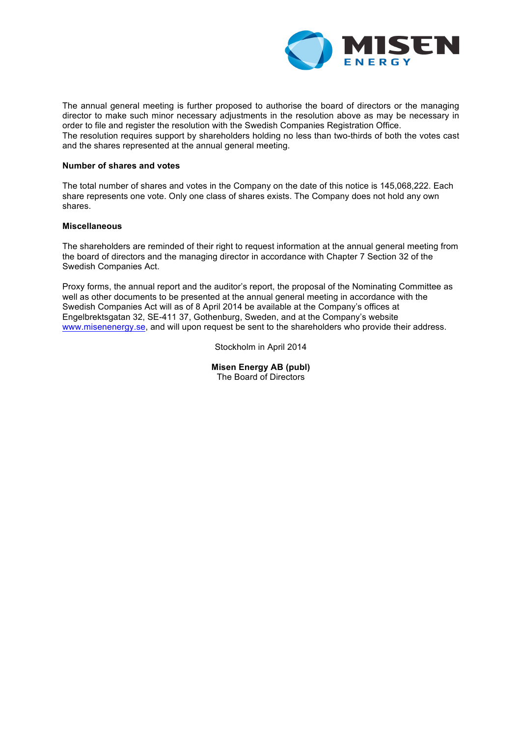The annual general meeting is further proposed to authorise the board of directors or the managing director to make such minor necessary adjustments in the resolution above as may be necessary in order to file and register the resolution with the Swedish Companies Registration Office.
The resolution requires support by shareholders holding no less than two-thirds of both the votes cast and the shares represented at the annual general meeting.

**Number of shares and votes**

The total number of shares and votes in the Company on the date of this notice is 145,068,222. Each share represents one vote. Only one class of shares exists. The Company does not hold any own shares.

**Miscellaneous**

The shareholders are reminded of their right to request information at the annual general meeting from the board of directors and the managing director in accordance with Chapter 7 Section 32 of the Swedish Companies Act.

Proxy forms, the annual report and the auditor's report, the proposal of the Nominating Committee as well as other documents to be presented at the annual general meeting in accordance with the Swedish Companies Act will as of 8 April 2014 be available at the Company's offices at Engelbrektsgatan 32, SE-411 37, Gothenburg, Sweden, and at the Company's website www.misenenergy.se, and will upon request be sent to the shareholders who provide their address.

Stockholm in April 2014

**Misen Energy AB (publ)**
The Board of Directors